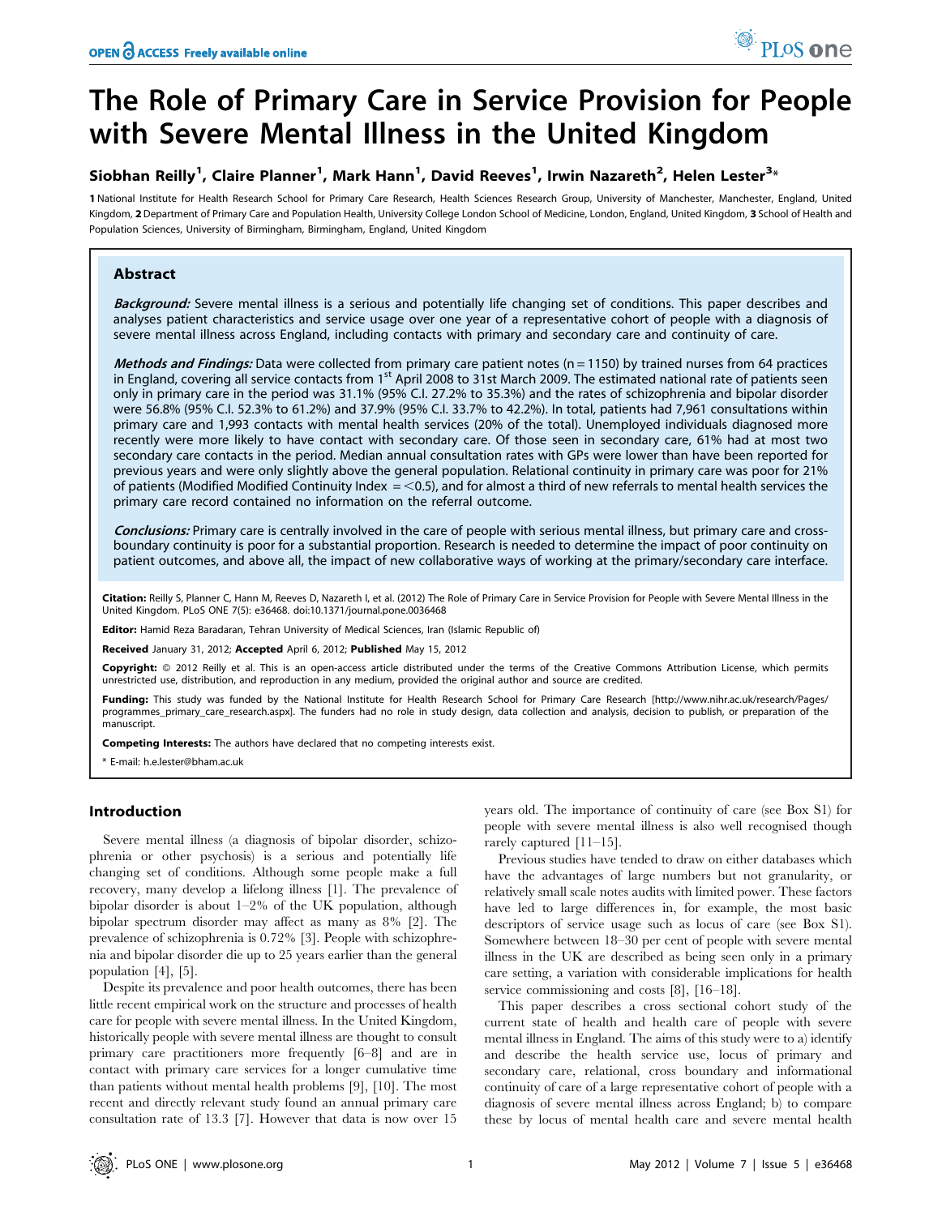# The Role of Primary Care in Service Provision for People with Severe Mental Illness in the United Kingdom

**Siobhan Reilly[1], Claire Planner[1], Mark Hann[1], David Reeves[1], Irwin Nazareth[2], Helen Lester[3]***

1 National Institute for Health Research School for Primary Care Research, Health Sciences Research Group, University of Manchester, Manchester, England, United Kingdom, 2 Department of Primary Care and Population Health, University College London School of Medicine, London, England, United Kingdom, 3 School of Health and Population Sciences, University of Birmingham, Birmingham, England, United Kingdom

## Abstract

***Background:*** Severe mental illness is a serious and potentially life changing set of conditions. This paper describes and analyses patient characteristics and service usage over one year of a representative cohort of people with a diagnosis of severe mental illness across England, including contacts with primary and secondary care and continuity of care.

***Methods and Findings:*** Data were collected from primary care patient notes (n = 1150) by trained nurses from 64 practices in England, covering all service contacts from 1st April 2008 to 31st March 2009. The estimated national rate of patients seen only in primary care in the period was 31.1% (95% C.I. 27.2% to 35.3%) and the rates of schizophrenia and bipolar disorder were 56.8% (95% C.I. 52.3% to 61.2%) and 37.9% (95% C.I. 33.7% to 42.2%). In total, patients had 7,961 consultations within primary care and 1,993 contacts with mental health services (20% of the total). Unemployed individuals diagnosed more recently were more likely to have contact with secondary care. Of those seen in secondary care, 61% had at most two secondary care contacts in the period. Median annual consultation rates with GPs were lower than have been reported for previous years and were only slightly above the general population. Relational continuity in primary care was poor for 21% of patients (Modified Modified Continuity Index = <0.5), and for almost a third of new referrals to mental health services the primary care record contained no information on the referral outcome.

***Conclusions:*** Primary care is centrally involved in the care of people with serious mental illness, but primary care and cross-boundary continuity is poor for a substantial proportion. Research is needed to determine the impact of poor continuity on patient outcomes, and above all, the impact of new collaborative ways of working at the primary/secondary care interface.

**Citation:** Reilly S, Planner C, Hann M, Reeves D, Nazareth I, et al. (2012) The Role of Primary Care in Service Provision for People with Severe Mental Illness in the United Kingdom. PLoS ONE 7(5): e36468. doi:10.1371/journal.pone.0036468

**Editor:** Hamid Reza Baradaran, Tehran University of Medical Sciences, Iran (Islamic Republic of)

**Received** January 31, 2012; **Accepted** April 6, 2012; **Published** May 15, 2012

**Copyright:** © 2012 Reilly et al. This is an open-access article distributed under the terms of the Creative Commons Attribution License, which permits unrestricted use, distribution, and reproduction in any medium, provided the original author and source are credited.

**Funding:** This study was funded by the National Institute for Health Research School for Primary Care Research [http://www.nihr.ac.uk/research/Pages/programmes_primary_care_research.aspx]. The funders had no role in study design, data collection and analysis, decision to publish, or preparation of the manuscript.

**Competing Interests:** The authors have declared that no competing interests exist.

* E-mail: h.e.lester@bham.ac.uk

## Introduction

Severe mental illness (a diagnosis of bipolar disorder, schizophrenia or other psychosis) is a serious and potentially life changing set of conditions. Although some people make a full recovery, many develop a lifelong illness [1]. The prevalence of bipolar disorder is about 1–2% of the UK population, although bipolar spectrum disorder may affect as many as 8% [2]. The prevalence of schizophrenia is 0.72% [3]. People with schizophrenia and bipolar disorder die up to 25 years earlier than the general population [4], [5].

Despite its prevalence and poor health outcomes, there has been little recent empirical work on the structure and processes of health care for people with severe mental illness. In the United Kingdom, historically people with severe mental illness are thought to consult primary care practitioners more frequently [6–8] and are in contact with primary care services for a longer cumulative time than patients without mental health problems [9], [10]. The most recent and directly relevant study found an annual primary care consultation rate of 13.3 [7]. However that data is now over 15 years old. The importance of continuity of care (see Box S1) for people with severe mental illness is also well recognised though rarely captured [11–15].

Previous studies have tended to draw on either databases which have the advantages of large numbers but not granularity, or relatively small scale notes audits with limited power. These factors have led to large differences in, for example, the most basic descriptors of service usage such as locus of care (see Box S1). Somewhere between 18–30 per cent of people with severe mental illness in the UK are described as being seen only in a primary care setting, a variation with considerable implications for health service commissioning and costs [8], [16–18].

This paper describes a cross sectional cohort study of the current state of health and health care of people with severe mental illness in England. The aims of this study were to a) identify and describe the health service use, locus of primary and secondary care, relational, cross boundary and informational continuity of care of a large representative cohort of people with a diagnosis of severe mental illness across England; b) to compare these by locus of mental health care and severe mental health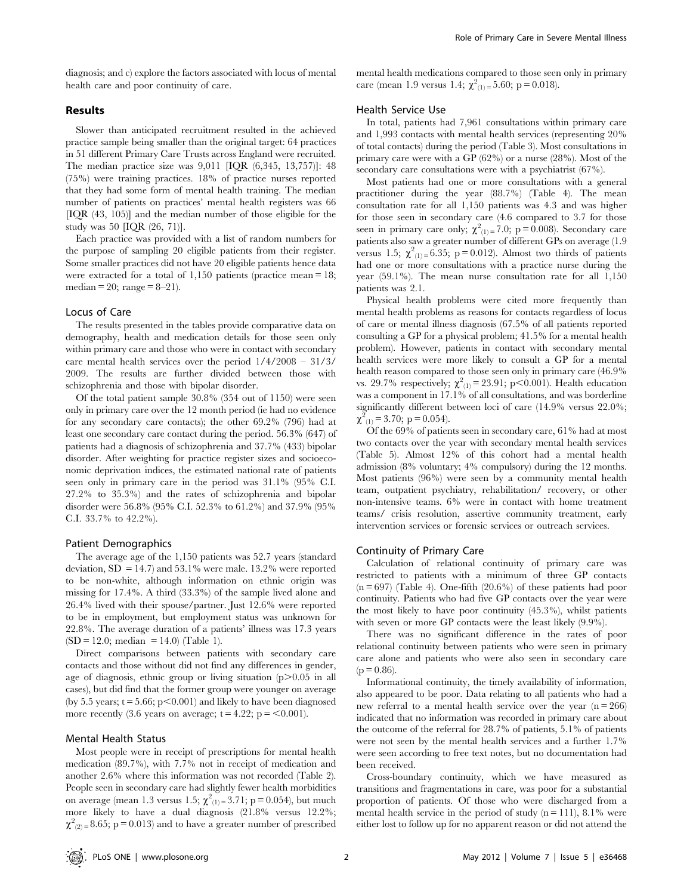diagnosis; and c) explore the factors associated with locus of mental health care and poor continuity of care.

## Results

Slower than anticipated recruitment resulted in the achieved practice sample being smaller than the original target: 64 practices in 51 different Primary Care Trusts across England were recruited. The median practice size was 9,011 [IQR (6,345, 13,757)]: 48 (75%) were training practices. 18% of practice nurses reported that they had some form of mental health training. The median number of patients on practices' mental health registers was 66 [IQR (43, 105)] and the median number of those eligible for the study was 50 [IQR (26, 71)].

Each practice was provided with a list of random numbers for the purpose of sampling 20 eligible patients from their register. Some smaller practices did not have 20 eligible patients hence data were extracted for a total of 1,150 patients (practice mean = 18; median = 20; range = 8–21).

### Locus of Care

The results presented in the tables provide comparative data on demography, health and medication details for those seen only within primary care and those who were in contact with secondary care mental health services over the period 1/4/2008 – 31/3/2009. The results are further divided between those with schizophrenia and those with bipolar disorder.

Of the total patient sample 30.8% (354 out of 1150) were seen only in primary care over the 12 month period (ie had no evidence for any secondary care contacts); the other 69.2% (796) had at least one secondary care contact during the period. 56.3% (647) of patients had a diagnosis of schizophrenia and 37.7% (433) bipolar disorder. After weighting for practice register sizes and socioeconomic deprivation indices, the estimated national rate of patients seen only in primary care in the period was 31.1% (95% C.I. 27.2% to 35.3%) and the rates of schizophrenia and bipolar disorder were 56.8% (95% C.I. 52.3% to 61.2%) and 37.9% (95% C.I. 33.7% to 42.2%).

### Patient Demographics

The average age of the 1,150 patients was 52.7 years (standard deviation, SD = 14.7) and 53.1% were male. 13.2% were reported to be non-white, although information on ethnic origin was missing for 17.4%. A third (33.3%) of the sample lived alone and 26.4% lived with their spouse/partner. Just 12.6% were reported to be in employment, but employment status was unknown for 22.8%. The average duration of a patients' illness was 17.3 years (SD = 12.0; median = 14.0) (Table 1).

Direct comparisons between patients with secondary care contacts and those without did not find any differences in gender, age of diagnosis, ethnic group or living situation ($p>0.05$ in all cases), but did find that the former group were younger on average (by 5.5 years; $t = 5.66$; $p<0.001$) and likely to have been diagnosed more recently (3.6 years on average; $t = 4.22$; $p = <0.001$).

### Mental Health Status

Most people were in receipt of prescriptions for mental health medication (89.7%), with 7.7% not in receipt of medication and another 2.6% where this information was not recorded (Table 2). People seen in secondary care had slightly fewer health morbidities on average (mean 1.3 versus 1.5; $\chi^2_{(1)} = 3.71$; $p = 0.054$), but much more likely to have a dual diagnosis (21.8% versus 12.2%; $\chi^2_{(2)} = 8.65$; $p = 0.013$) and to have a greater number of prescribed mental health medications compared to those seen only in primary care (mean 1.9 versus 1.4; $\chi^2_{(1)} = 5.60$; $p = 0.018$).

### Health Service Use

In total, patients had 7,961 consultations within primary care and 1,993 contacts with mental health services (representing 20% of total contacts) during the period (Table 3). Most consultations in primary care were with a GP (62%) or a nurse (28%). Most of the secondary care consultations were with a psychiatrist (67%).

Most patients had one or more consultations with a general practitioner during the year (88.7%) (Table 4). The mean consultation rate for all 1,150 patients was 4.3 and was higher for those seen in secondary care (4.6 compared to 3.7 for those seen in primary care only; $\chi^2_{(1)} = 7.0$; $p = 0.008$). Secondary care patients also saw a greater number of different GPs on average (1.9 versus 1.5; $\chi^2_{(1)} = 6.35$; $p = 0.012$). Almost two thirds of patients had one or more consultations with a practice nurse during the year (59.1%). The mean nurse consultation rate for all 1,150 patients was 2.1.

Physical health problems were cited more frequently than mental health problems as reasons for contacts regardless of locus of care or mental illness diagnosis (67.5% of all patients reported consulting a GP for a physical problem; 41.5% for a mental health problem). However, patients in contact with secondary mental health services were more likely to consult a GP for a mental health reason compared to those seen only in primary care (46.9% vs. 29.7% respectively; $\chi^2_{(1)} = 23.91$; $p<0.001$). Health education was a component in 17.1% of all consultations, and was borderline significantly different between loci of care (14.9% versus 22.0%; $\chi^2_{(1)} = 3.70$; $p = 0.054$).

Of the 69% of patients seen in secondary care, 61% had at most two contacts over the year with secondary mental health services (Table 5). Almost 12% of this cohort had a mental health admission (8% voluntary; 4% compulsory) during the 12 months. Most patients (96%) were seen by a community mental health team, outpatient psychiatry, rehabilitation/ recovery, or other non-intensive teams. 6% were in contact with home treatment teams/ crisis resolution, assertive community treatment, early intervention services or forensic services or outreach services.

### Continuity of Primary Care

Calculation of relational continuity of primary care was restricted to patients with a minimum of three GP contacts (n = 697) (Table 4). One-fifth (20.6%) of these patients had poor continuity. Patients who had five GP contacts over the year were the most likely to have poor continuity (45.3%), whilst patients with seven or more GP contacts were the least likely (9.9%).

There was no significant difference in the rates of poor relational continuity between patients who were seen in primary care alone and patients who were also seen in secondary care ($p = 0.86$).

Informational continuity, the timely availability of information, also appeared to be poor. Data relating to all patients who had a new referral to a mental health service over the year (n = 266) indicated that no information was recorded in primary care about the outcome of the referral for 28.7% of patients, 5.1% of patients were not seen by the mental health services and a further 1.7% were seen according to free text notes, but no documentation had been received.

Cross-boundary continuity, which we have measured as transitions and fragmentations in care, was poor for a substantial proportion of patients. Of those who were discharged from a mental health service in the period of study (n = 111), 8.1% were either lost to follow up for no apparent reason or did not attend the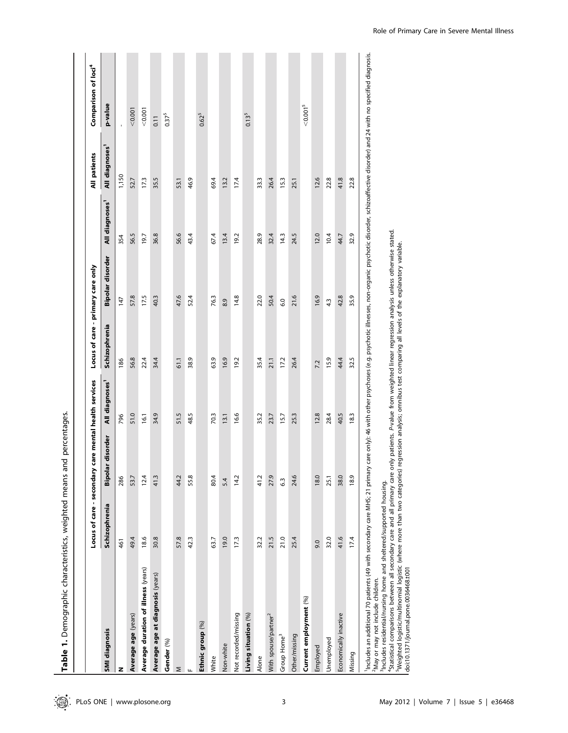**Table 1.** Demographic characteristics, weighted means and percentages.

| | Locus of care - secondary care mental health services | | | Locus of care - primary care only | | | All patients | Comparison of loci[4] |
|---|---|---|---|---|---|---|---|---|
| SMI diagnosis | Schizophrenia | Bipolar disorder | All diagnoses[1] | Schizophrenia | Bipolar disorder | All diagnoses[1] | All diagnoses[1] | p-value |
| N | 461 | 286 | 796 | 186 | 147 | 354 | 1,150 | - |
| Average age (years) | 49.4 | 53.7 | 51.0 | 56.8 | 57.8 | 56.5 | 52.7 | <0.001 |
| Average duration of illness (years) | 18.6 | 12.4 | 16.1 | 22.4 | 17.5 | 19.7 | 17.3 | <0.001 |
| Average age at diagnosis (years) | 30.8 | 41.3 | 34.9 | 34.4 | 40.3 | 36.8 | 35.5 | 0.11 |
| Gender (%) | | | | | | | | 0.37[5] |
| M | 57.8 | 44.2 | 51.5 | 61.1 | 47.6 | 56.6 | 53.1 | |
| F | 42.3 | 55.8 | 48.5 | 38.9 | 52.4 | 43.4 | 46.9 | |
| Ethnic group (%) | | | | | | | | 0.62[5] |
| White | 63.7 | 80.4 | 70.3 | 63.9 | 76.3 | 67.4 | 69.4 | |
| Non-white | 19.0 | 5.4 | 13.1 | 16.9 | 8.9 | 13.4 | 13.2 | |
| Not recorded/missing | 17.3 | 14.2 | 16.6 | 19.2 | 14.8 | 19.2 | 17.4 | |
| Living situation (%) | | | | | | | | 0.13[5] |
| Alone | 32.2 | 41.2 | 35.2 | 35.4 | 22.0 | 28.9 | 33.3 | |
| With spouse/partner[2] | 21.5 | 27.9 | 23.7 | 21.1 | 50.4 | 32.4 | 26.4 | |
| Group Home[3] | 21.0 | 6.3 | 15.7 | 17.2 | 6.0 | 14.3 | 15.3 | |
| Other/missing | 25.4 | 24.6 | 25.3 | 26.4 | 21.6 | 24.5 | 25.1 | |
| Current employment (%) | | | | | | | | <0.001[5] |
| Employed | 9.0 | 18.0 | 12.8 | 7.2 | 16.9 | 12.0 | 12.6 | |
| Unemployed | 32.0 | 25.1 | 28.4 | 15.9 | 4.3 | 10.4 | 22.8 | |
| Economically inactive | 41.6 | 38.0 | 40.5 | 44.4 | 42.8 | 44.7 | 41.8 | |
| Missing | 17.4 | 18.9 | 18.3 | 32.5 | 35.9 | 32.9 | 22.8 | |

[1]Includes an additional 70 patients (49 with secondary care MHS; 21 primary care only): 46 with other psychoses (e.g. psychotic illnesses, non-organic psychotic disorder, schizoaffective disorder) and 24 with no specified diagnosis.
[2]May or may not include children.
[3]Includes residential/nursing home and sheltered/supported housing.
[4]Statistical comparisons between all secondary care and all primary care only patients. *P*-value from weighted linear regression analysis unless otherwise stated.
[5]Weighted logistic/multinomial logistic (where more than two categories) regression analysis; omnibus test comparing all levels of the explanatory variable.
doi:10.1371/journal.pone.0036468.t001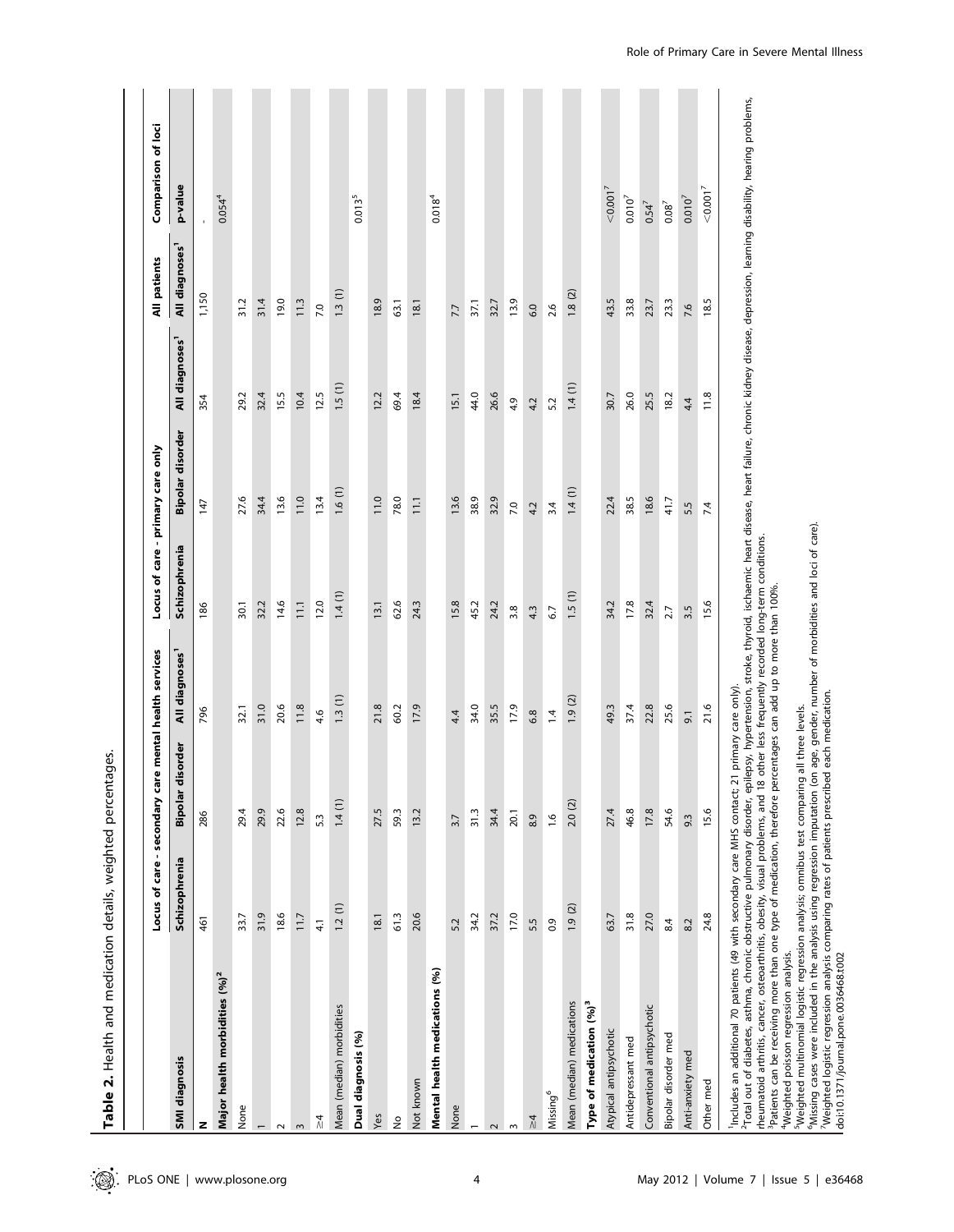**Table 2.** Health and medication details, weighted percentages.

| | Locus of care - secondary care mental health services | | | Locus of care - primary care only | | | All patients | Comparison of loci |
|---|---|---|---|---|---|---|---|---|
| **SMI diagnosis** | **Schizophrenia** | **Bipolar disorder** | **All diagnoses[1]** | **Schizophrenia** | **Bipolar disorder** | **All diagnoses[1]** | **All diagnoses[1]** | **p-value** |
| **N** | 461 | 286 | 796 | 186 | 147 | 354 | 1,150 | - |
| **Major health morbidities (%)[2]** | | | | | | | | 0.054[4] |
| None | 33.7 | 29.4 | 32.1 | 30.1 | 27.6 | 29.2 | 31.2 | |
| 1 | 31.9 | 29.9 | 31.0 | 32.2 | 34.4 | 32.4 | 31.4 | |
| 2 | 18.6 | 22.6 | 20.6 | 14.6 | 13.6 | 15.5 | 19.0 | |
| 3 | 11.7 | 12.8 | 11.8 | 11.1 | 11.0 | 10.4 | 11.3 | |
| ≥4 | 4.1 | 5.3 | 4.6 | 12.0 | 13.4 | 12.5 | 7.0 | |
| Mean (median) morbidities | 1.2 (1) | 1.4 (1) | 1.3 (1) | 1.4 (1) | 1.6 (1) | 1.5 (1) | 1.3 (1) | |
| **Dual diagnosis (%)** | | | | | | | | 0.013[5] |
| Yes | 18.1 | 27.5 | 21.8 | 13.1 | 11.0 | 12.2 | 18.9 | |
| No | 61.3 | 59.3 | 60.2 | 62.6 | 78.0 | 69.4 | 63.1 | |
| Not known | 20.6 | 13.2 | 17.9 | 24.3 | 11.1 | 18.4 | 18.1 | |
| **Mental health medications (%)** | | | | | | | | 0.018[4] |
| None | 5.2 | 3.7 | 4.4 | 15.8 | 13.6 | 15.1 | 7.7 | |
| 1 | 34.2 | 31.3 | 34.0 | 45.2 | 38.9 | 44.0 | 37.1 | |
| 2 | 37.2 | 34.4 | 35.5 | 24.2 | 32.9 | 26.6 | 32.7 | |
| 3 | 17.0 | 20.1 | 17.9 | 3.8 | 7.0 | 4.9 | 13.9 | |
| ≥4 | 5.5 | 8.9 | 6.8 | 4.3 | 4.2 | 4.2 | 6.0 | |
| Missing[6] | 0.9 | 1.6 | 1.4 | 6.7 | 3.4 | 5.2 | 2.6 | |
| Mean (median) medications | 1.9 (2) | 2.0 (2) | 1.9 (2) | 1.5 (1) | 1.4 (1) | 1.4 (1) | 1.8 (2) | |
| **Type of medication (%)[3]** | | | | | | | | |
| Atypical antipsychotic | 63.7 | 27.4 | 49.3 | 34.2 | 22.4 | 30.7 | 43.5 | <0.001[7] |
| Antidepressant med | 31.8 | 46.8 | 37.4 | 17.8 | 38.5 | 26.0 | 33.8 | 0.010[7] |
| Conventional antipsychotic | 27.0 | 17.8 | 22.8 | 32.4 | 18.6 | 25.5 | 23.7 | 0.54[7] |
| Bipolar disorder med | 8.4 | 54.6 | 25.6 | 2.7 | 41.7 | 18.2 | 23.3 | 0.08[7] |
| Anti-anxiety med | 8.2 | 9.3 | 9.1 | 3.5 | 5.5 | 4.4 | 7.6 | 0.010[7] |
| Other med | 24.8 | 15.6 | 21.6 | 15.6 | 7.4 | 11.8 | 18.5 | <0.001[7] |

[1]Includes an additional 70 patients (49 with secondary care MHS contact; 21 primary care only).
[2]Total out of diabetes, asthma, chronic obstructive pulmonary disorder, epilepsy, hypertension, stroke, thyroid, ischaemic heart disease, heart failure, chronic kidney disease, depression, learning disability, hearing problems, rheumatoid arthritis, cancer, osteoarthritis, obesity, visual problems, and 18 other less frequently recorded long-term conditions.
[3]Patients can be receiving more than one type of medication, therefore percentages can add up to more than 100%.
[4]Weighted poisson regression analysis.
[5]Weighted multinomial logistic regression analysis; omnibus test comparing all three levels.
[6]Missing cases were included in the analysis using regression imputation (on age, gender, number of morbidities and loci of care).
[7]Weighted logistic regression analysis comparing rates of patients prescribed each medication.
doi:10.1371/journal.pone.0036468.t002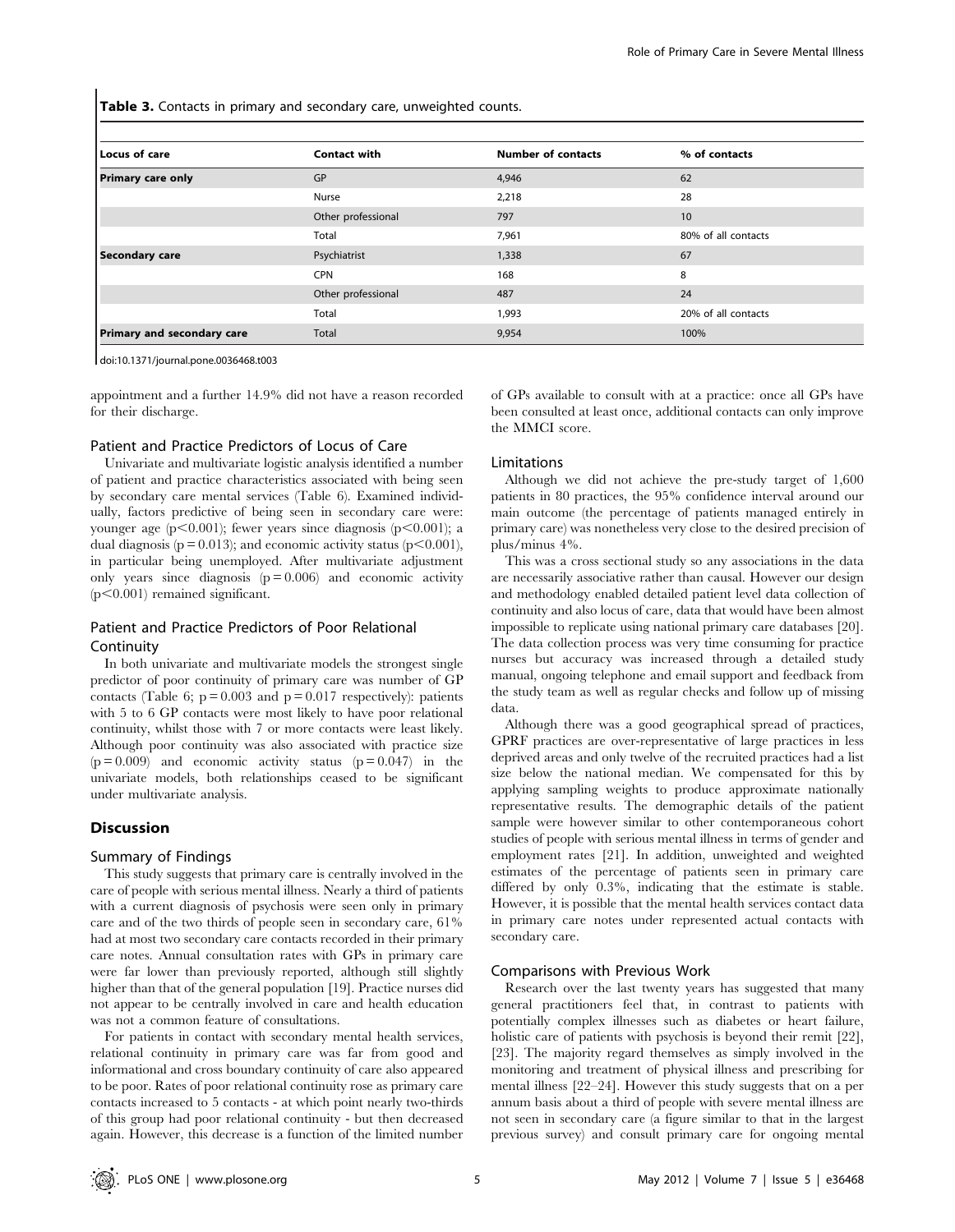**Table 3.** Contacts in primary and secondary care, unweighted counts.

| Locus of care | Contact with | Number of contacts | % of contacts |
|---|---|---|---|
| **Primary care only** | GP | 4,946 | 62 |
| | Nurse | 2,218 | 28 |
| | Other professional | 797 | 10 |
| | Total | 7,961 | 80% of all contacts |
| **Secondary care** | Psychiatrist | 1,338 | 67 |
| | CPN | 168 | 8 |
| | Other professional | 487 | 24 |
| | Total | 1,993 | 20% of all contacts |
| **Primary and secondary care** | Total | 9,954 | 100% |

doi:10.1371/journal.pone.0036468.t003

appointment and a further 14.9% did not have a reason recorded for their discharge.

### Patient and Practice Predictors of Locus of Care

Univariate and multivariate logistic analysis identified a number of patient and practice characteristics associated with being seen by secondary care mental services (Table 6). Examined individually, factors predictive of being seen in secondary care were: younger age ($p<0.001$); fewer years since diagnosis ($p<0.001$); a dual diagnosis ($p = 0.013$); and economic activity status ($p<0.001$), in particular being unemployed. After multivariate adjustment only years since diagnosis ($p = 0.006$) and economic activity ($p<0.001$) remained significant.

### Patient and Practice Predictors of Poor Relational Continuity

In both univariate and multivariate models the strongest single predictor of poor continuity of primary care was number of GP contacts (Table 6; $p = 0.003$ and $p = 0.017$ respectively): patients with 5 to 6 GP contacts were most likely to have poor relational continuity, whilst those with 7 or more contacts were least likely. Although poor continuity was also associated with practice size ($p = 0.009$) and economic activity status ($p = 0.047$) in the univariate models, both relationships ceased to be significant under multivariate analysis.

## Discussion

### Summary of Findings

This study suggests that primary care is centrally involved in the care of people with serious mental illness. Nearly a third of patients with a current diagnosis of psychosis were seen only in primary care and of the two thirds of people seen in secondary care, 61% had at most two secondary care contacts recorded in their primary care notes. Annual consultation rates with GPs in primary care were far lower than previously reported, although still slightly higher than that of the general population [19]. Practice nurses did not appear to be centrally involved in care and health education was not a common feature of consultations.

For patients in contact with secondary mental health services, relational continuity in primary care was far from good and informational and cross boundary continuity of care also appeared to be poor. Rates of poor relational continuity rose as primary care contacts increased to 5 contacts - at which point nearly two-thirds of this group had poor relational continuity - but then decreased again. However, this decrease is a function of the limited number of GPs available to consult with at a practice: once all GPs have been consulted at least once, additional contacts can only improve the MMCI score.

### Limitations

Although we did not achieve the pre-study target of 1,600 patients in 80 practices, the 95% confidence interval around our main outcome (the percentage of patients managed entirely in primary care) was nonetheless very close to the desired precision of plus/minus 4%.

This was a cross sectional study so any associations in the data are necessarily associative rather than causal. However our design and methodology enabled detailed patient level data collection of continuity and also locus of care, data that would have been almost impossible to replicate using national primary care databases [20]. The data collection process was very time consuming for practice nurses but accuracy was increased through a detailed study manual, ongoing telephone and email support and feedback from the study team as well as regular checks and follow up of missing data.

Although there was a good geographical spread of practices, GPRF practices are over-representative of large practices in less deprived areas and only twelve of the recruited practices had a list size below the national median. We compensated for this by applying sampling weights to produce approximate nationally representative results. The demographic details of the patient sample were however similar to other contemporaneous cohort studies of people with serious mental illness in terms of gender and employment rates [21]. In addition, unweighted and weighted estimates of the percentage of patients seen in primary care differed by only 0.3%, indicating that the estimate is stable. However, it is possible that the mental health services contact data in primary care notes under represented actual contacts with secondary care.

### Comparisons with Previous Work

Research over the last twenty years has suggested that many general practitioners feel that, in contrast to patients with potentially complex illnesses such as diabetes or heart failure, holistic care of patients with psychosis is beyond their remit [22], [23]. The majority regard themselves as simply involved in the monitoring and treatment of physical illness and prescribing for mental illness [22–24]. However this study suggests that on a per annum basis about a third of people with severe mental illness are not seen in secondary care (a figure similar to that in the largest previous survey) and consult primary care for ongoing mental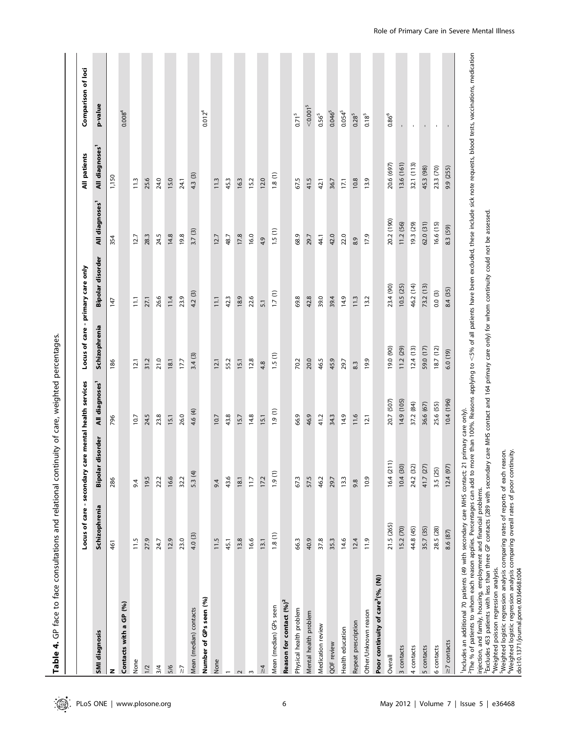**Table 4.** GP face to face consultations and relational continuity of care, weighted percentages.

| | Locus of care - secondary care mental health services | | | Locus of care - primary care only | | | All patients | Comparison of loci |
|---|---|---|---|---|---|---|---|---|
| SMI diagnosis | Schizophrenia | Bipolar disorder | All diagnoses[1] | Schizophrenia | Bipolar disorder | All diagnoses[1] | All diagnoses[1] | p-value |
| N | 461 | 286 | 796 | 186 | 147 | 354 | 1,150 | |
| **Contacts with a GP (%)** | | | | | | | | 0.008[4] |
| None | 11.5 | 9.4 | 10.7 | 12.1 | 11.1 | 12.7 | 11.3 | |
| 1/2 | 27.9 | 19.5 | 24.5 | 31.2 | 27.1 | 28.3 | 25.6 | |
| 3/4 | 24.7 | 22.2 | 23.8 | 21.0 | 26.6 | 24.5 | 24.0 | |
| 5/6 | 12.9 | 16.6 | 15.1 | 18.1 | 11.4 | 14.8 | 15.0 | |
| ≥7 | 23.0 | 32.2 | 26.0 | 17.7 | 23.9 | 19.8 | 24.1 | |
| Mean (median) contacts | 4.0 (3) | 5.3 (4) | 4.6 (4) | 3.4 (3) | 4.2 (3) | 3.7 (3) | 4.3 (3) | |
| **Number of GPs seen (%)** | | | | | | | | 0.012[4] |
| None | 11.5 | 9.4 | 10.7 | 12.1 | 11.1 | 12.7 | 11.3 | |
| 1 | 45.1 | 43.6 | 43.8 | 55.2 | 42.3 | 48.7 | 45.3 | |
| 2 | 13.8 | 18.1 | 15.7 | 15.1 | 18.9 | 17.8 | 16.3 | |
| 3 | 16.6 | 11.7 | 14.8 | 12.8 | 22.6 | 16.0 | 15.2 | |
| ≥4 | 13.1 | 17.2 | 15.1 | 4.8 | 5.1 | 4.9 | 12.0 | |
| Mean (median) GPs seen | 1.8 (1) | 1.9 (1) | 1.9 (1) | 1.5 (1) | 1.7 (1) | 1.5 (1) | 1.8 (1) | |
| **Reason for contact (%)[2]** | | | | | | | | |
| Physical health problem | 66.3 | 67.3 | 66.9 | 70.2 | 69.8 | 68.9 | 67.5 | 0.71[5] |
| Mental health problem | 40.9 | 57.5 | 46.9 | 20.0 | 42.8 | 29.7 | 41.5 | <0.001[5] |
| Medication review | 37.8 | 46.2 | 41.2 | 46.5 | 39.0 | 44.1 | 42.1 | 0.56[5] |
| QOF review | 35.3 | 29.7 | 34.3 | 45.9 | 39.4 | 42.0 | 36.7 | 0.046[5] |
| Health education | 14.6 | 13.3 | 14.9 | 29.7 | 14.9 | 22.0 | 17.1 | 0.054[5] |
| Repeat prescription | 12.4 | 9.8 | 11.6 | 8.3 | 11.3 | 8.9 | 10.8 | 0.28[5] |
| Other/Unknown reason | 11.9 | 10.9 | 12.1 | 19.9 | 13.2 | 17.9 | 13.9 | 0.18[5] |
| **Poor continuity of care[3] (%, (N))** | | | | | | | | |
| Overall | 21.5 (265) | 16.4 (211) | 20.7 (507) | 19.0 (90) | 23.4 (90) | 20.2 (190) | 20.6 (697) | 0.86[6] |
| 3 contacts | 15.2 (70) | 10.4 (30) | 14.9 (105) | 11.2 (29) | 10.5 (25) | 11.2 (56) | 13.6 (161) | - |
| 4 contacts | 44.8 (45) | 24.2 (32) | 37.2 (84) | 12.4 (13) | 46.2 (14) | 19.3 (29) | 32.1 (113) | - |
| 5 contacts | 35.7 (35) | 41.7 (27) | 36.6 (67) | 59.0 (17) | 73.2 (13) | 62.0 (31) | 45.3 (98) | - |
| 6 contacts | 28.5 (28) | 3.5 (25) | 25.6 (55) | 18.7 (12) | 0.0 (3) | 16.6 (15) | 23.3 (70) | - |
| ≥7 contacts | 8.6 (87) | 12.4 (97) | 10.4 (196) | 6.0 (19) | 8.4 (35) | 8.3 (59) | 9.9 (255) | - |

[1]Includes an additional 70 patients (49 with secondary care MHS contact; 21 primary care only).
[2]The % of patients to whom each reason applies. Percentages can add to more than 100%. Reasons applying to <5% of all patients have been excluded, these include sick note requests, blood tests, vaccinations, medication injection, and family, housing, employment and financial problems.
[3]Excludes 453 patients with less than three GP contacts (289 with secondary care MHS contact and 164 primary care only) for whom continuity could not be assessed.
[4]Weighted poisson regression analysis.
[5]Weighted logistic regression analysis comparing rates of reports of each reason.
[6]Weighted logistic regression analysis comparing overall rates of poor continuity.
doi:10.1371/journal.pone.0036468.t004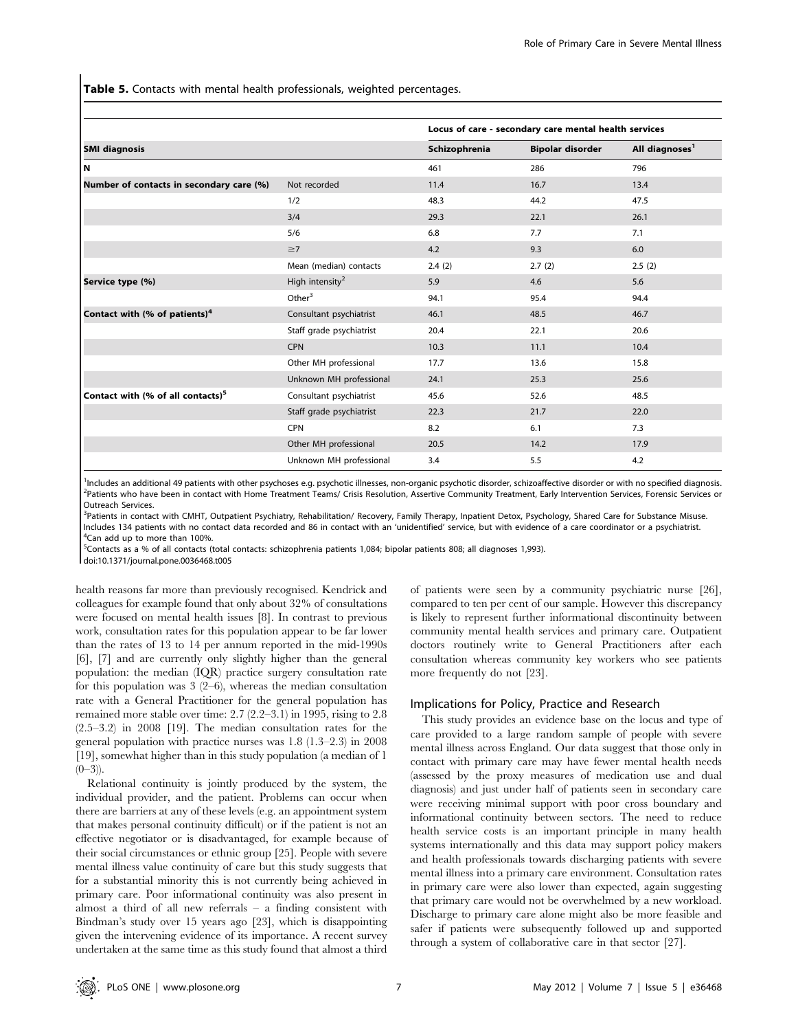**Table 5.** Contacts with mental health professionals, weighted percentages.

| SMI diagnosis | | Locus of care - secondary care mental health services | | |
|---|---|---|---|---|
| | | Schizophrenia | Bipolar disorder | All diagnoses[1] |
| N | | 461 | 286 | 796 |
| Number of contacts in secondary care (%) | Not recorded | 11.4 | 16.7 | 13.4 |
| | 1/2 | 48.3 | 44.2 | 47.5 |
| | 3/4 | 29.3 | 22.1 | 26.1 |
| | 5/6 | 6.8 | 7.7 | 7.1 |
| | ≥7 | 4.2 | 9.3 | 6.0 |
| | Mean (median) contacts | 2.4 (2) | 2.7 (2) | 2.5 (2) |
| Service type (%) | High intensity[2] | 5.9 | 4.6 | 5.6 |
| | Other[3] | 94.1 | 95.4 | 94.4 |
| Contact with (% of patients)[4] | Consultant psychiatrist | 46.1 | 48.5 | 46.7 |
| | Staff grade psychiatrist | 20.4 | 22.1 | 20.6 |
| | CPN | 10.3 | 11.1 | 10.4 |
| | Other MH professional | 17.7 | 13.6 | 15.8 |
| | Unknown MH professional | 24.1 | 25.3 | 25.6 |
| Contact with (% of all contacts)[5] | Consultant psychiatrist | 45.6 | 52.6 | 48.5 |
| | Staff grade psychiatrist | 22.3 | 21.7 | 22.0 |
| | CPN | 8.2 | 6.1 | 7.3 |
| | Other MH professional | 20.5 | 14.2 | 17.9 |
| | Unknown MH professional | 3.4 | 5.5 | 4.2 |

[1]Includes an additional 49 patients with other psychoses e.g. psychotic illnesses, non-organic psychotic disorder, schizoaffective disorder or with no specified diagnosis.
[2]Patients who have been in contact with Home Treatment Teams/ Crisis Resolution, Assertive Community Treatment, Early Intervention Services, Forensic Services or Outreach Services.
[3]Patients in contact with CMHT, Outpatient Psychiatry, Rehabilitation/ Recovery, Family Therapy, Inpatient Detox, Psychology, Shared Care for Substance Misuse. Includes 134 patients with no contact data recorded and 86 in contact with an 'unidentified' service, but with evidence of a care coordinator or a psychiatrist.
[4]Can add up to more than 100%.
[5]Contacts as a % of all contacts (total contacts: schizophrenia patients 1,084; bipolar patients 808; all diagnoses 1,993).
doi:10.1371/journal.pone.0036468.t005

health reasons far more than previously recognised. Kendrick and colleagues for example found that only about 32% of consultations were focused on mental health issues [8]. In contrast to previous work, consultation rates for this population appear to be far lower than the rates of 13 to 14 per annum reported in the mid-1990s [6], [7] and are currently only slightly higher than the general population: the median (IQR) practice surgery consultation rate for this population was 3 (2–6), whereas the median consultation rate with a General Practitioner for the general population has remained more stable over time: 2.7 (2.2–3.1) in 1995, rising to 2.8 (2.5–3.2) in 2008 [19]. The median consultation rates for the general population with practice nurses was 1.8 (1.3–2.3) in 2008 [19], somewhat higher than in this study population (a median of 1 (0–3)).

Relational continuity is jointly produced by the system, the individual provider, and the patient. Problems can occur when there are barriers at any of these levels (e.g. an appointment system that makes personal continuity difficult) or if the patient is not an effective negotiator or is disadvantaged, for example because of their social circumstances or ethnic group [25]. People with severe mental illness value continuity of care but this study suggests that for a substantial minority this is not currently being achieved in primary care. Poor informational continuity was also present in almost a third of all new referrals – a finding consistent with Bindman's study over 15 years ago [23], which is disappointing given the intervening evidence of its importance. A recent survey undertaken at the same time as this study found that almost a third of patients were seen by a community psychiatric nurse [26], compared to ten per cent of our sample. However this discrepancy is likely to represent further informational discontinuity between community mental health services and primary care. Outpatient doctors routinely write to General Practitioners after each consultation whereas community key workers who see patients more frequently do not [23].

## Implications for Policy, Practice and Research

This study provides an evidence base on the locus and type of care provided to a large random sample of people with severe mental illness across England. Our data suggest that those only in contact with primary care may have fewer mental health needs (assessed by the proxy measures of medication use and dual diagnosis) and just under half of patients seen in secondary care were receiving minimal support with poor cross boundary and informational continuity between sectors. The need to reduce health service costs is an important principle in many health systems internationally and this data may support policy makers and health professionals towards discharging patients with severe mental illness into a primary care environment. Consultation rates in primary care were also lower than expected, again suggesting that primary care would not be overwhelmed by a new workload. Discharge to primary care alone might also be more feasible and safer if patients were subsequently followed up and supported through a system of collaborative care in that sector [27].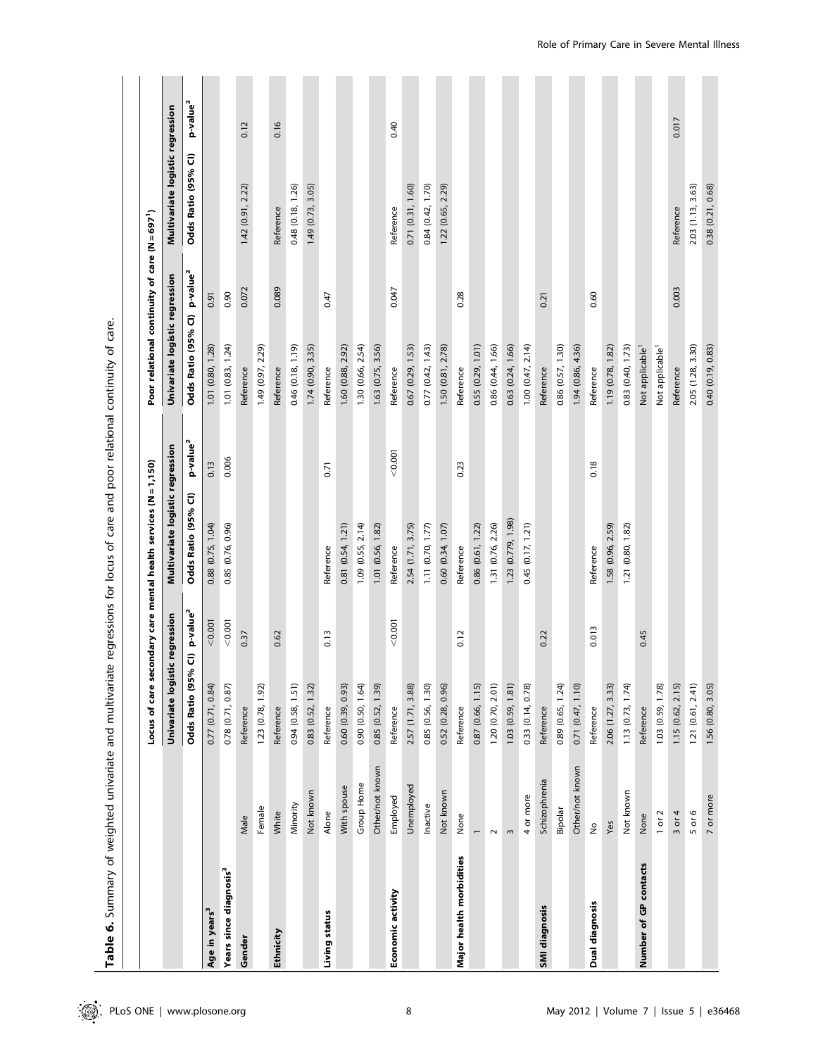**Table 6.** Summary of weighted univariate and multivariate regressions for locus of care and poor relational continuity of care.

| | | Locus of care secondary care mental health services (N = 1,150) | | | | Poor relational continuity of care (N = 697[1]) | | | |
|---|---|---|---|---|---|---|---|---|---|
| | | Univariate logistic regression | | Multivariate logistic regression | | Univariate logistic regression | | Multivariate logistic regression | |
| | | Odds Ratio (95% CI) | p-value[2] | Odds Ratio (95% CI) | p-value[2] | Odds Ratio (95% CI) | p-value[2] | Odds Ratio (95% CI) | p-value[2] |
| **Age in years[3]** | | 0.77 (0.71, 0.84) | <0.001 | 0.88 (0.75, 1.04) | 0.13 | 1.01 (0.80, 1.28) | 0.91 | | |
| **Years since diagnosis[3]** | | 0.78 (0.71, 0.87) | <0.001 | 0.85 (0.76, 0.96) | 0.006 | 1.01 (0.83, 1.24) | 0.90 | | |
| **Gender** | Male | Reference | 0.37 | | | Reference | 0.072 | | 0.12 |
| | Female | 1.23 (0.78, 1.92) | | | | 1.49 (0.97, 2.29) | | 1.42 (0.91, 2.22) | |
| **Ethnicity** | White | Reference | 0.62 | | | Reference | 0.089 | Reference | 0.16 |
| | Minority | 0.94 (0.58, 1.51) | | | | 0.46 (0.18, 1.19) | | 0.48 (0.18, 1.26) | |
| | Not known | 0.83 (0.52, 1.32) | | | | 1.74 (0.90, 3.35) | | 1.49 (0.73, 3.05) | |
| **Living status** | Alone | Reference | 0.13 | Reference | 0.71 | Reference | 0.47 | | |
| | With spouse | 0.60 (0.39, 0.93) | | 0.81 (0.54, 1.21) | | 1.60 (0.88, 2.92) | | | |
| | Group Home | 0.90 (0.50, 1.64) | | 1.09 (0.55, 2.14) | | 1.30 (0.66, 2.54) | | | |
| | Other/not known | 0.85 (0.52, 1.39) | | 1.01 (0.56, 1.82) | | 1.63 (0.75, 3.56) | | | |
| **Economic activity** | Employed | Reference | <0.001 | Reference | <0.001 | Reference | 0.047 | Reference | 0.40 |
| | Unemployed | 2.57 (1.71, 3.88) | | 2.54 (1.71, 3.75) | | 0.67 (0.29, 1.53) | | 0.71 (0.31, 1.60) | |
| | Inactive | 0.85 (0.56, 1.30) | | 1.11 (0.70, 1.77) | | 0.77 (0.42, 1.43) | | 0.84 (0.42, 1.70) | |
| | Not known | 0.52 (0.28, 0.96) | | 0.60 (0.34, 1.07) | | 1.50 (0.81, 2.78) | | 1.22 (0.65, 2.29) | |
| **Major health morbidities** | None | Reference | 0.12 | Reference | 0.23 | Reference | 0.28 | | |
| | 1 | 0.87 (0.66, 1.15) | | 0.86 (0.61, 1.22) | | 0.55 (0.29, 1.01) | | | |
| | 2 | 1.20 (0.70, 2.01) | | 1.31 (0.76, 2.26) | | 0.86 (0.44, 1.66) | | | |
| | 3 | 1.03 (0.59, 1.81) | | 1.23 (0.779, 1.98) | | 0.63 (0.24, 1.66) | | | |
| | 4 or more | 0.33 (0.14, 0.78) | | 0.45 (0.17, 1.21) | | 1.00 (0.47, 2.14) | | | |
| **SMI diagnosis** | Schizophrenia | Reference | 0.22 | | | Reference | 0.21 | | |
| | Bipolar | 0.89 (0.65, 1.24) | | | | 0.86 (0.57, 1.30) | | | |
| | Other/not known | 0.71 (0.47, 1.10) | | | | 1.94 (0.86, 4.36) | | | |
| **Dual diagnosis** | No | Reference | 0.013 | Reference | 0.18 | Reference | 0.60 | | |
| | Yes | 2.06 (1.27, 3.33) | | 1.58 (0.96, 2.59) | | 1.19 (0.78, 1.82) | | | |
| | Not known | 1.13 (0.73, 1.74) | | 1.21 (0.80, 1.82) | | 0.83 (0.40, 1.73) | | | |
| **Number of GP contacts** | None | Reference | 0.45 | | | Not applicable[1] | | | |
| | 1 or 2 | 1.03 (0.59, 1.78) | | | | Not applicable[1] | | | |
| | 3 or 4 | 1.15 (0.62, 2.15) | | | | Reference | 0.003 | Reference | 0.017 |
| | 5 or 6 | 1.21 (0.61, 2.41) | | | | 2.05 (1.28, 3.30) | | 2.03 (1.13, 3.63) | |
| | 7 or more | 1.56 (0.80, 3.05) | | | | 0.40 (0.19, 0.83) | | 0.38 (0.21, 0.68) | |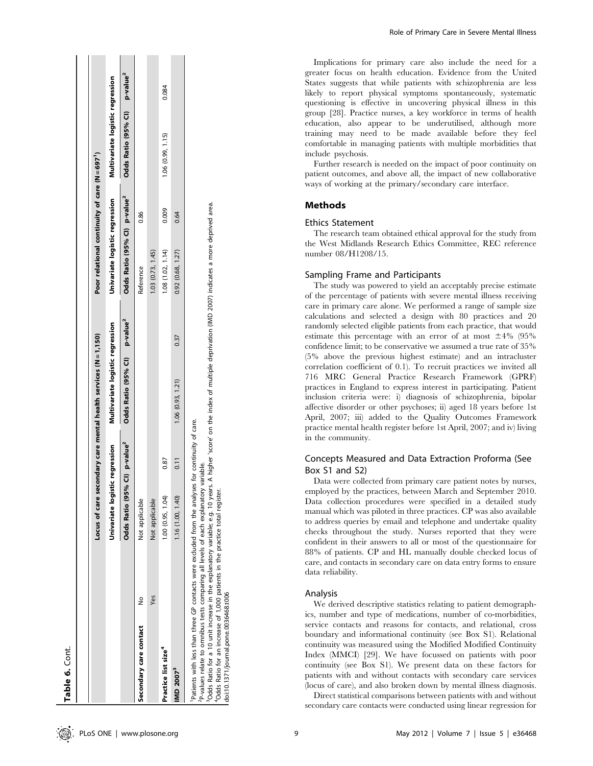**Table 6.** Cont.

| | | Locus of care secondary care mental health services (N = 1,150) | | | | Poor relational continuity of care (N = 697[1]) | | | |
|---|---|---|---|---|---|---|---|---|---|
| | | Univariate logistic regression | | Multivariate logistic regression | | Univariate logistic regression | | Multivariate logistic regression | |
| | | Odds Ratio (95% CI) | p-value[2] | Odds Ratio (95% CI) | p-value[2] | Odds Ratio (95% CI) | p-value[2] | Odds Ratio (95% CI) | p-value[2] |
| Secondary care contact | No | Not applicable | | | | Reference | 0.86 | | |
| | Yes | Not applicable | | | | 1.03 (0.73, 1.45) | | | |
| Practice list size[4] | | 1.00 (0.95, 1.04) | 0.87 | | | 1.08 (1.02, 1.14) | 0.009 | 1.06 (0.99, 1.15) | 0.084 |
| IMD 2007[3] | | 1.16 (1.00, 1.40) | 0.11 | 1.06 (0.93, 1.21) | 0.37 | 0.92 (0.68, 1.27) | 0.64 | | |

[1]Patients with less than three GP contacts were excluded from the analyses for continuity of care.
[2]P-values relate to omnibus tests comparing all levels of each explanatory variable.
[3]Odds Ratio for a 10 unit increase in the explanatory variable; e.g. 10 years. A higher 'score' on the index of multiple deprivation (IMD 2007) indicates a more deprived area.
[4]Odds Ratio for an increase of 1,000 patients in the practice total register.
doi:10.1371/journal.pone.0036468.t006

Implications for primary care also include the need for a greater focus on health education. Evidence from the United States suggests that while patients with schizophrenia are less likely to report physical symptoms spontaneously, systematic questioning is effective in uncovering physical illness in this group [28]. Practice nurses, a key workforce in terms of health education, also appear to be underutilised, although more training may need to be made available before they feel comfortable in managing patients with multiple morbidities that include psychosis.

Further research is needed on the impact of poor continuity on patient outcomes, and above all, the impact of new collaborative ways of working at the primary/secondary care interface.

## Methods

### Ethics Statement

The research team obtained ethical approval for the study from the West Midlands Research Ethics Committee, REC reference number 08/H1208/15.

### Sampling Frame and Participants

The study was powered to yield an acceptably precise estimate of the percentage of patients with severe mental illness receiving care in primary care alone. We performed a range of sample size calculations and selected a design with 80 practices and 20 randomly selected eligible patients from each practice, that would estimate this percentage with an error of at most ±4% (95% confidence limit; to be conservative we assumed a true rate of 35% (5% above the previous highest estimate) and an intracluster correlation coefficient of 0.1). To recruit practices we invited all 716 MRC General Practice Research Framework (GPRF) practices in England to express interest in participating. Patient inclusion criteria were: i) diagnosis of schizophrenia, bipolar affective disorder or other psychoses; ii) aged 18 years before 1st April, 2007; iii) added to the Quality Outcomes Framework practice mental health register before 1st April, 2007; and iv) living in the community.

### Concepts Measured and Data Extraction Proforma (See Box S1 and S2)

Data were collected from primary care patient notes by nurses, employed by the practices, between March and September 2010. Data collection procedures were specified in a detailed study manual which was piloted in three practices. CP was also available to address queries by email and telephone and undertake quality checks throughout the study. Nurses reported that they were confident in their answers to all or most of the questionnaire for 88% of patients. CP and HL manually double checked locus of care, and contacts in secondary care on data entry forms to ensure data reliability.

### Analysis

We derived descriptive statistics relating to patient demographics, number and type of medications, number of co-morbidities, service contacts and reasons for contacts, and relational, cross boundary and informational continuity (see Box S1). Relational continuity was measured using the Modified Modified Continuity Index (MMCI) [29]. We have focussed on patients with poor continuity (see Box S1). We present data on these factors for patients with and without contacts with secondary care services (locus of care), and also broken down by mental illness diagnosis.

Direct statistical comparisons between patients with and without secondary care contacts were conducted using linear regression for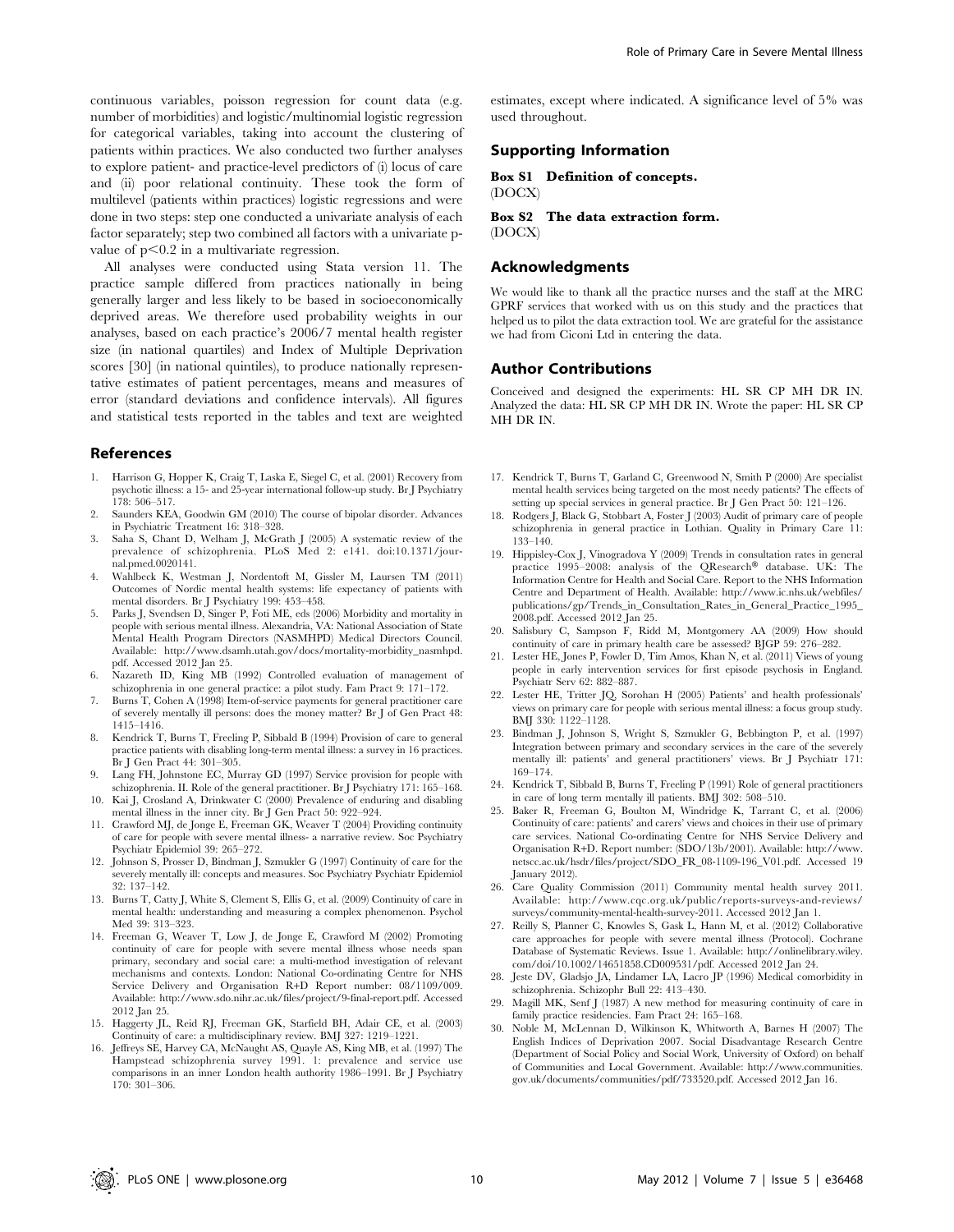continuous variables, poisson regression for count data (e.g. number of morbidities) and logistic/multinomial logistic regression for categorical variables, taking into account the clustering of patients within practices. We also conducted two further analyses to explore patient- and practice-level predictors of (i) locus of care and (ii) poor relational continuity. These took the form of multilevel (patients within practices) logistic regressions and were done in two steps: step one conducted a univariate analysis of each factor separately; step two combined all factors with a univariate p-value of $p<0.2$ in a multivariate regression.

All analyses were conducted using Stata version 11. The practice sample differed from practices nationally in being generally larger and less likely to be based in socioeconomically deprived areas. We therefore used probability weights in our analyses, based on each practice's 2006/7 mental health register size (in national quartiles) and Index of Multiple Deprivation scores [30] (in national quintiles), to produce nationally representative estimates of patient percentages, means and measures of error (standard deviations and confidence intervals). All figures and statistical tests reported in the tables and text are weighted estimates, except where indicated. A significance level of 5% was used throughout.

## Supporting Information

**Box S1 Definition of concepts.**
(DOCX)

**Box S2 The data extraction form.**
(DOCX)

## Acknowledgments

We would like to thank all the practice nurses and the staff at the MRC GPRF services that worked with us on this study and the practices that helped us to pilot the data extraction tool. We are grateful for the assistance we had from Ciconi Ltd in entering the data.

## Author Contributions

Conceived and designed the experiments: HL SR CP MH DR IN. Analyzed the data: HL SR CP MH DR IN. Wrote the paper: HL SR CP MH DR IN.

## References

1. Harrison G, Hopper K, Craig T, Laska E, Siegel C, et al. (2001) Recovery from psychotic illness: a 15- and 25-year international follow-up study. Br J Psychiatry 178: 506–517.
2. Saunders KEA, Goodwin GM (2010) The course of bipolar disorder. Advances in Psychiatric Treatment 16: 318–328.
3. Saha S, Chant D, Welham J, McGrath J (2005) A systematic review of the prevalence of schizophrenia. PLoS Med 2: e141. doi:10.1371/journal.pmed.0020141.
4. Wahlbeck K, Westman J, Nordentoft M, Gissler M, Laursen TM (2011) Outcomes of Nordic mental health systems: life expectancy of patients with mental disorders. Br J Psychiatry 199: 453–458.
5. Parks J, Svendsen D, Singer P, Foti ME, eds (2006) Morbidity and mortality in people with serious mental illness. Alexandria, VA: National Association of State Mental Health Program Directors (NASMHPD) Medical Directors Council. Available: http://www.dsamh.utah.gov/docs/mortality-morbidity_nasmhpd.pdf. Accessed 2012 Jan 25.
6. Nazareth ID, King MB (1992) Controlled evaluation of management of schizophrenia in one general practice: a pilot study. Fam Pract 9: 171–172.
7. Burns T, Cohen A (1998) Item-of-service payments for general practitioner care of severely mentally ill persons: does the money matter? Br J of Gen Pract 48: 1415–1416.
8. Kendrick T, Burns T, Freeling P, Sibbald B (1994) Provision of care to general practice patients with disabling long-term mental illness: a survey in 16 practices. Br J Gen Pract 44: 301–305.
9. Lang FH, Johnstone EC, Murray GD (1997) Service provision for people with schizophrenia. II. Role of the general practitioner. Br J Psychiatry 171: 165–168.
10. Kai J, Crosland A, Drinkwater C (2000) Prevalence of enduring and disabling mental illness in the inner city. Br J Gen Pract 50: 922–924.
11. Crawford MJ, de Jonge E, Freeman GK, Weaver T (2004) Providing continuity of care for people with severe mental illness- a narrative review. Soc Psychiatry Psychiatr Epidemiol 39: 265–272.
12. Johnson S, Prosser D, Bindman J, Szmukler G (1997) Continuity of care for the severely mentally ill: concepts and measures. Soc Psychiatry Psychiatr Epidemiol 32: 137–142.
13. Burns T, Catty J, White S, Clement S, Ellis G, et al. (2009) Continuity of care in mental health: understanding and measuring a complex phenomenon. Psychol Med 39: 313–323.
14. Freeman G, Weaver T, Low J, de Jonge E, Crawford M (2002) Promoting continuity of care for people with severe mental illness whose needs span primary, secondary and social care: a multi-method investigation of relevant mechanisms and contexts. London: National Co-ordinating Centre for NHS Service Delivery and Organisation R+D Report number: 08/1109/009. Available: http://www.sdo.nihr.ac.uk/files/project/9-final-report.pdf. Accessed 2012 Jan 25.
15. Haggerty JL, Reid RJ, Freeman GK, Starfield BH, Adair CE, et al. (2003) Continuity of care: a multidisciplinary review. BMJ 327: 1219–1221.
16. Jeffreys SE, Harvey CA, McNaught AS, Quayle AS, King MB, et al. (1997) The Hampstead schizophrenia survey 1991. 1: prevalence and service use comparisons in an inner London health authority 1986–1991. Br J Psychiatry 170: 301–306.
17. Kendrick T, Burns T, Garland C, Greenwood N, Smith P (2000) Are specialist mental health services being targeted on the most needy patients? The effects of setting up special services in general practice. Br J Gen Pract 50: 121–126.
18. Rodgers J, Black G, Stobbart A, Foster J (2003) Audit of primary care of people schizophrenia in general practice in Lothian. Quality in Primary Care 11: 133–140.
19. Hippisley-Cox J, Vinogradova Y (2009) Trends in consultation rates in general practice 1995–2008: analysis of the QResearch® database. UK: The Information Centre for Health and Social Care. Report to the NHS Information Centre and Department of Health. Available: http://www.ic.nhs.uk/webfiles/publications/gp/Trends_in_Consultation_Rates_in_General_Practice_1995_2008.pdf. Accessed 2012 Jan 25.
20. Salisbury C, Sampson F, Ridd M, Montgomery AA (2009) How should continuity of care in primary health care be assessed? BJGP 59: 276–282.
21. Lester HE, Jones P, Fowler D, Tim Amos, Khan N, et al. (2011) Views of young people in early intervention services for first episode psychosis in England. Psychiatr Serv 62: 882–887.
22. Lester HE, Tritter JQ, Sorohan H (2005) Patients' and health professionals' views on primary care for people with serious mental illness: a focus group study. BMJ 330: 1122–1128.
23. Bindman J, Johnson S, Wright S, Szmukler G, Bebbington P, et al. (1997) Integration between primary and secondary services in the care of the severely mentally ill: patients' and general practitioners' views. Br J Psychiatr 171: 169–174.
24. Kendrick T, Sibbald B, Burns T, Freeling P (1991) Role of general practitioners in care of long term mentally ill patients. BMJ 302: 508–510.
25. Baker R, Freeman G, Boulton M, Windridge K, Tarrant C, et al. (2006) Continuity of care: patients' and carers' views and choices in their use of primary care services. National Co-ordinating Centre for NHS Service Delivery and Organisation R+D. Report number: (SDO/13b/2001). Available: http://www.netscc.ac.uk/hsdr/files/project/SDO_FR_08-1109-196_V01.pdf. Accessed 19 January 2012).
26. Care Quality Commission (2011) Community mental health survey 2011. Available: http://www.cqc.org.uk/public/reports-surveys-and-reviews/surveys/community-mental-health-survey-2011. Accessed 2012 Jan 1.
27. Reilly S, Planner C, Knowles S, Gask L, Hann M, et al. (2012) Collaborative care approaches for people with severe mental illness (Protocol). Cochrane Database of Systematic Reviews. Issue 1. Available: http://onlinelibrary.wiley.com/doi/10.1002/14651858.CD009531/pdf. Accessed 2012 Jan 24.
28. Jeste DV, Gladsjo JA, Lindamer LA, Lacro JP (1996) Medical comorbidity in schizophrenia. Schizophr Bull 22: 413–430.
29. Magill MK, Senf J (1987) A new method for measuring continuity of care in family practice residencies. Fam Pract 24: 165–168.
30. Noble M, McLennan D, Wilkinson K, Whitworth A, Barnes H (2007) The English Indices of Deprivation 2007. Social Disadvantage Research Centre (Department of Social Policy and Social Work, University of Oxford) on behalf of Communities and Local Government. Available: http://www.communities.gov.uk/documents/communities/pdf/733520.pdf. Accessed 2012 Jan 16.